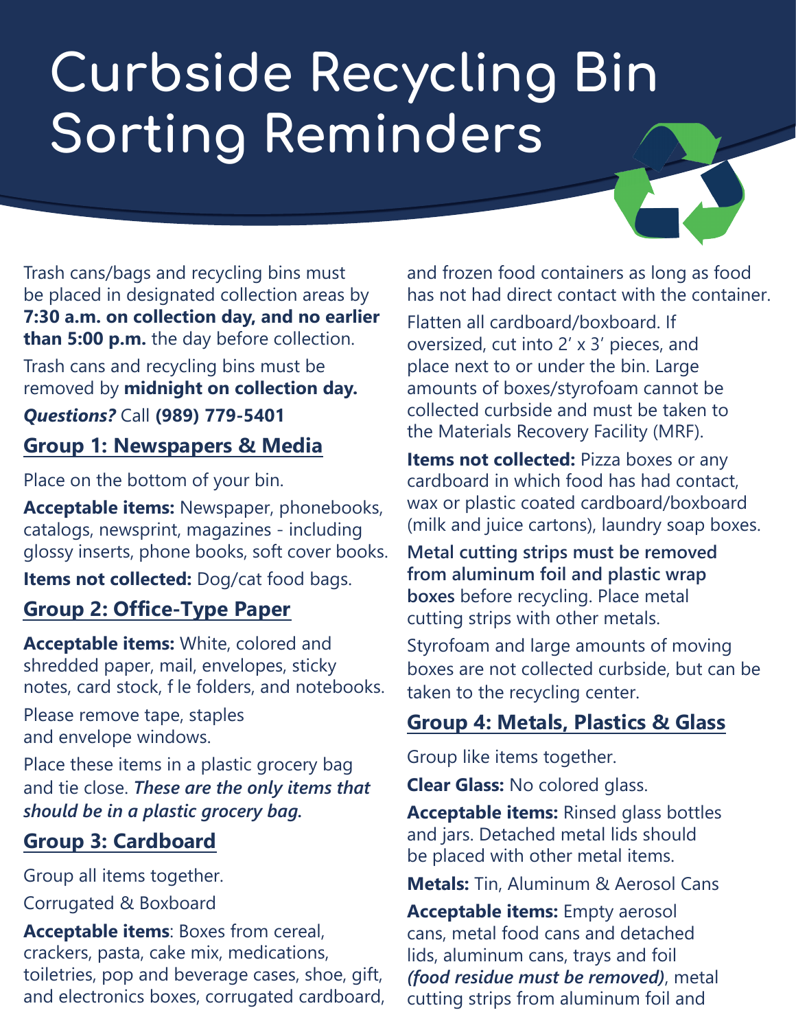# Curbside Recycling Bin Sorting Reminders

Trash cans/bags and recycling bins must be placed in designated collection areas by **7:30 a.m. on collection day, and no earlier than 5:00 p.m.** the day before collection.

Trash cans and recycling bins must be removed by **midnight on collection day.**

***Questions?*** Call **(989) 779-5401**

## Group 1: Newspapers & Media

Place on the bottom of your bin.

**Acceptable items:** Newspaper, phonebooks, catalogs, newsprint, magazines - including glossy inserts, phone books, soft cover books.

**Items not collected:** Dog/cat food bags.

## Group 2: Office-Type Paper

**Acceptable items:** White, colored and shredded paper, mail, envelopes, sticky notes, card stock, f le folders, and notebooks.

Please remove tape, staples and envelope windows.

Place these items in a plastic grocery bag and tie close. ***These are the only items that should be in a plastic grocery bag.***

## Group 3: Cardboard

Group all items together.

Corrugated & Boxboard

**Acceptable items**: Boxes from cereal, crackers, pasta, cake mix, medications, toiletries, pop and beverage cases, shoe, gift, and electronics boxes, corrugated cardboard, and frozen food containers as long as food has not had direct contact with the container.

Flatten all cardboard/boxboard. If oversized, cut into 2' x 3' pieces, and place next to or under the bin. Large amounts of boxes/styrofoam cannot be collected curbside and must be taken to the Materials Recovery Facility (MRF).

**Items not collected:** Pizza boxes or any cardboard in which food has had contact, wax or plastic coated cardboard/boxboard (milk and juice cartons), laundry soap boxes.

**Metal cutting strips must be removed from aluminum foil and plastic wrap boxes** before recycling. Place metal cutting strips with other metals.

Styrofoam and large amounts of moving boxes are not collected curbside, but can be taken to the recycling center.

## Group 4: Metals, Plastics & Glass

Group like items together.

**Clear Glass:** No colored glass.

**Acceptable items:** Rinsed glass bottles and jars. Detached metal lids should be placed with other metal items.

**Metals:** Tin, Aluminum & Aerosol Cans

**Acceptable items:** Empty aerosol cans, metal food cans and detached lids, aluminum cans, trays and foil ***(food residue must be removed)***, metal cutting strips from aluminum foil and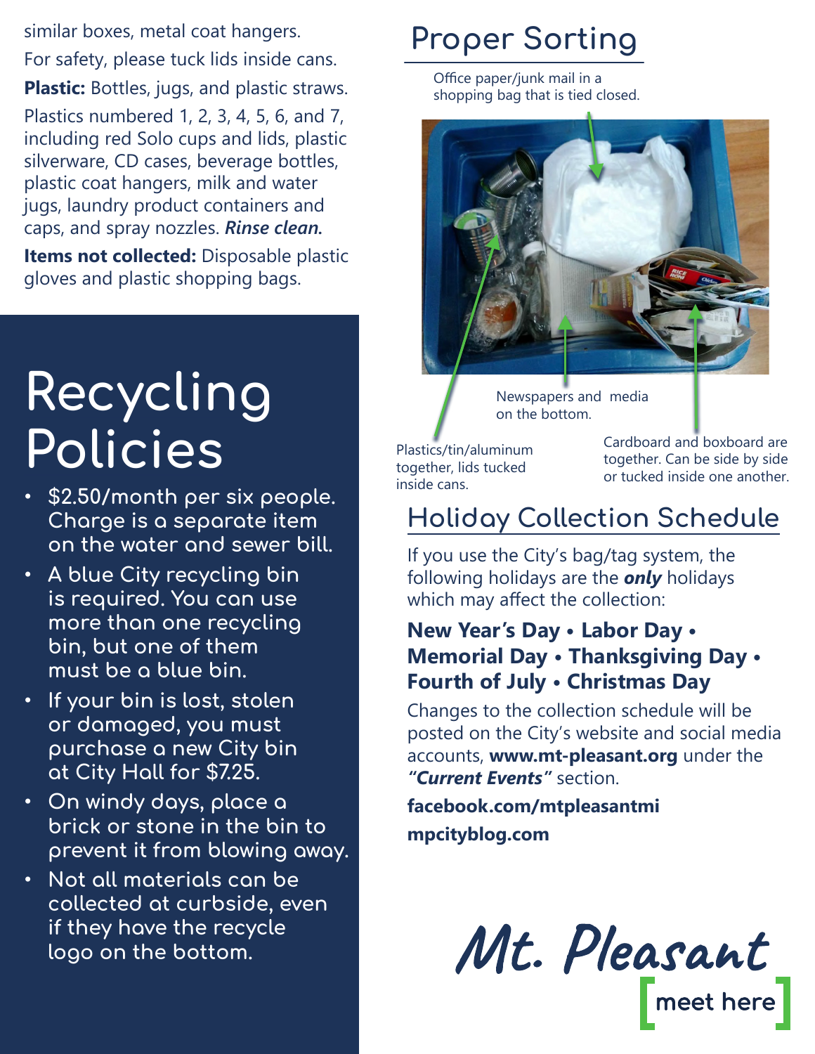similar boxes, metal coat hangers.

For safety, please tuck lids inside cans.

**Plastic:** Bottles, jugs, and plastic straws.

Plastics numbered 1, 2, 3, 4, 5, 6, and 7, including red Solo cups and lids, plastic silverware, CD cases, beverage bottles, plastic coat hangers, milk and water jugs, laundry product containers and caps, and spray nozzles. ***Rinse clean.***

**Items not collected:** Disposable plastic gloves and plastic shopping bags.

# Recycling Policies

- $2.50/month per six people. Charge is a separate item on the water and sewer bill.
- A blue City recycling bin is required. You can use more than one recycling bin, but one of them must be a blue bin.
- If your bin is lost, stolen or damaged, you must purchase a new City bin at City Hall for $7.25.
- On windy days, place a brick or stone in the bin to prevent it from blowing away.
- Not all materials can be collected at curbside, even if they have the recycle logo on the bottom.

## Proper Sorting

Office paper/junk mail in a shopping bag that is tied closed.

Newspapers and media on the bottom.

Plastics/tin/aluminum together, lids tucked inside cans.

Cardboard and boxboard are together. Can be side by side or tucked inside one another.

## Holiday Collection Schedule

If you use the City's bag/tag system, the following holidays are the ***only*** holidays which may affect the collection:

**New Year's Day • Labor Day • Memorial Day • Thanksgiving Day • Fourth of July • Christmas Day**

Changes to the collection schedule will be posted on the City's website and social media accounts, **www.mt-pleasant.org** under the ***"Current Events"*** section.

**facebook.com/mtpleasantmi**

**mpcityblog.com**

Mt. Pleasant

[meet here]